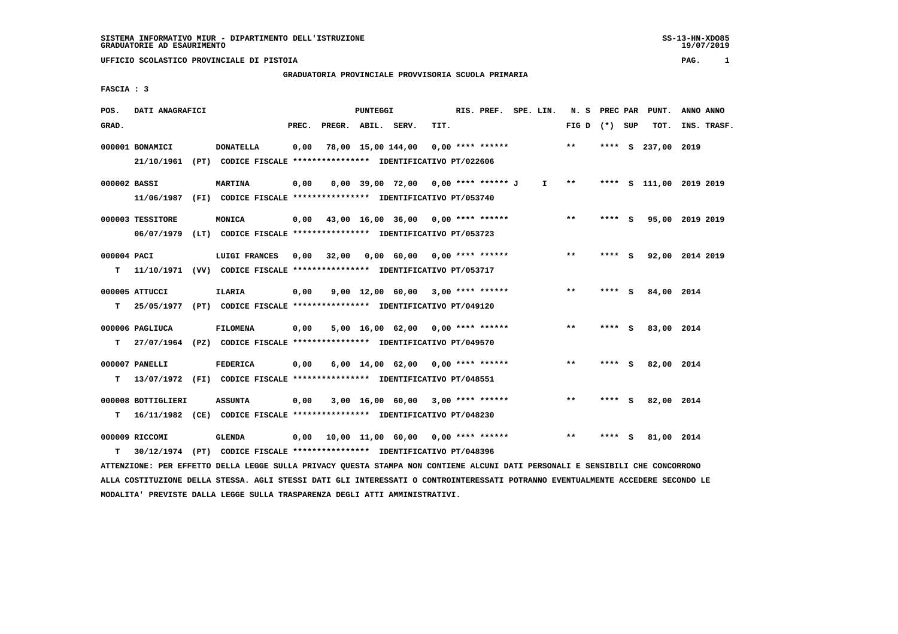SISTEMA INFORMATIVO MIUR - DIPARTIMENTO DELL'ISTRUZIONE
GRADUATORIE AD ESAURIMENTO

UFFICIO SCOLASTICO PROVINCIALE DI PISTOIA

GRADUATORIA PROVINCIALE PROVVISORIA SCUOLA PRIMARIA

FASCIA : 3

| POS. GRAD. | DATI ANAGRAFICI | | PREC. | PREGR. | ABIL. | SERV. | TIT. | RIS. PREF. | SPE. LIN. | N. S FIG D | PREC PAR (*) | SUP | PUNT. TOT. | ANNO INS. | ANNO TRASF. |
|---|---|---|---|---|---|---|---|---|---|---|---|---|---|---|---|
| 000001 | BONAMICI | DONATELLA | 0,00 | 78,00 | 15,00 | 144,00 | 0,00 | **** ****** | | ** | **** | S | 237,00 | 2019 | |
| | 21/10/1961 (PT) CODICE FISCALE **************** IDENTIFICATIVO PT/022606 | | | | | | | | | | | | | | |
| 000002 | BASSI | MARTINA | 0,00 | 0,00 | 39,00 | 72,00 | 0,00 | **** ****** J | I | ** | **** | S | 111,00 | 2019 | 2019 |
| | 11/06/1987 (FI) CODICE FISCALE **************** IDENTIFICATIVO PT/053740 | | | | | | | | | | | | | | |
| 000003 | TESSITORE | MONICA | 0,00 | 43,00 | 16,00 | 36,00 | 0,00 | **** ****** | | ** | **** | S | 95,00 | 2019 | 2019 |
| | 06/07/1979 (LT) CODICE FISCALE **************** IDENTIFICATIVO PT/053723 | | | | | | | | | | | | | | |
| 000004 | PACI | LUIGI FRANCES | 0,00 | 32,00 | 0,00 | 60,00 | 0,00 | **** ****** | | ** | **** | S | 92,00 | 2014 | 2019 |
| T | 11/10/1971 (VV) CODICE FISCALE **************** IDENTIFICATIVO PT/053717 | | | | | | | | | | | | | | |
| 000005 | ATTUCCI | ILARIA | 0,00 | 9,00 | 12,00 | 60,00 | 3,00 | **** ****** | | ** | **** | S | 84,00 | 2014 | |
| T | 25/05/1977 (PT) CODICE FISCALE **************** IDENTIFICATIVO PT/049120 | | | | | | | | | | | | | | |
| 000006 | PAGLIUCA | FILOMENA | 0,00 | 5,00 | 16,00 | 62,00 | 0,00 | **** ****** | | ** | **** | S | 83,00 | 2014 | |
| T | 27/07/1964 (PZ) CODICE FISCALE **************** IDENTIFICATIVO PT/049570 | | | | | | | | | | | | | | |
| 000007 | PANELLI | FEDERICA | 0,00 | 6,00 | 14,00 | 62,00 | 0,00 | **** ****** | | ** | **** | S | 82,00 | 2014 | |
| T | 13/07/1972 (FI) CODICE FISCALE **************** IDENTIFICATIVO PT/048551 | | | | | | | | | | | | | | |
| 000008 | BOTTIGLIERI | ASSUNTA | 0,00 | 3,00 | 16,00 | 60,00 | 3,00 | **** ****** | | ** | **** | S | 82,00 | 2014 | |
| T | 16/11/1982 (CE) CODICE FISCALE **************** IDENTIFICATIVO PT/048230 | | | | | | | | | | | | | | |
| 000009 | RICCOMI | GLENDA | 0,00 | 10,00 | 11,00 | 60,00 | 0,00 | **** ****** | | ** | **** | S | 81,00 | 2014 | |
| T | 30/12/1974 (PT) CODICE FISCALE **************** IDENTIFICATIVO PT/048396 | | | | | | | | | | | | | | |

ATTENZIONE: PER EFFETTO DELLA LEGGE SULLA PRIVACY QUESTA STAMPA NON CONTIENE ALCUNI DATI PERSONALI E SENSIBILI CHE CONCORRONO ALLA COSTITUZIONE DELLA STESSA. AGLI STESSI DATI GLI INTERESSATI O CONTROINTERESSATI POTRANNO EVENTUALMENTE ACCEDERE SECONDO LE MODALITA' PREVISTE DALLA LEGGE SULLA TRASPARENZA DEGLI ATTI AMMINISTRATIVI.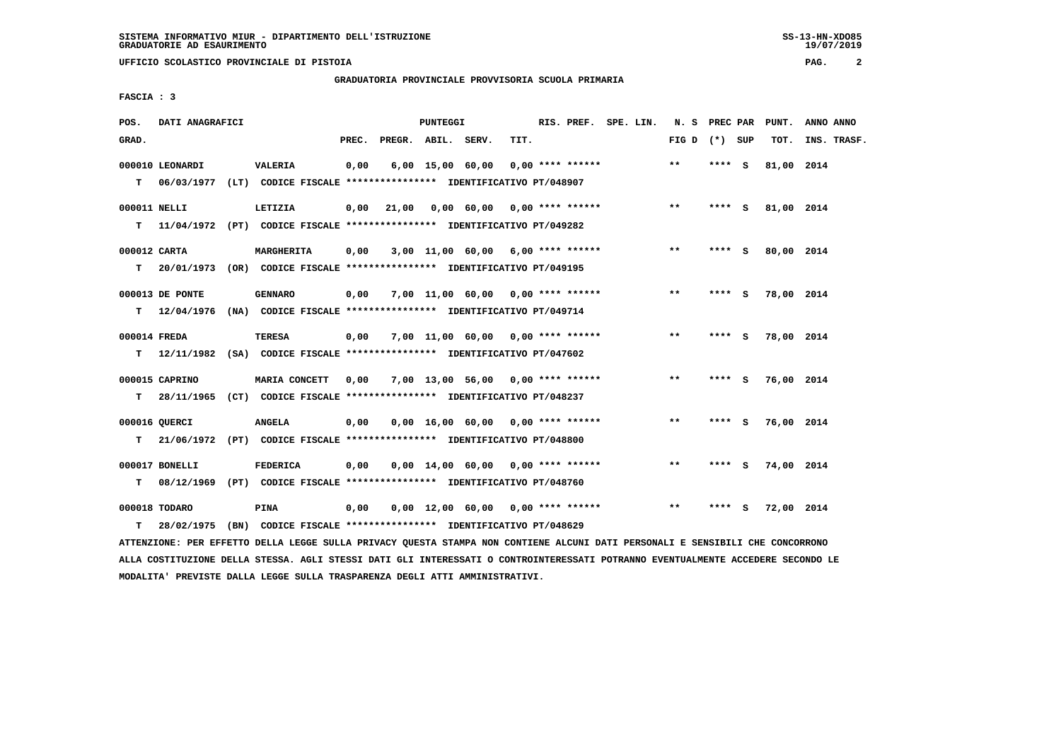SISTEMA INFORMATIVO MIUR - DIPARTIMENTO DELL'ISTRUZIONE
GRADUATORIE AD ESAURIMENTO

UFFICIO SCOLASTICO PROVINCIALE DI PISTOIA

GRADUATORIA PROVINCIALE PROVVISORIA SCUOLA PRIMARIA

FASCIA : 3

| POS. GRAD. | DATI ANAGRAFICI | | PREC. | PREGR. | ABIL. | SERV. | TIT. | RIS. PREF. | SPE. LIN. | N. S FIG D | PREC PAR (*) | SUP | PUNT. TOT. | ANNO INS. | ANNO TRASF. |
|---|---|---|---|---|---|---|---|---|---|---|---|---|---|---|---|
| 000010 | LEONARDI | VALERIA | 0,00 | 6,00 | 15,00 | 60,00 | 0,00 | **** ****** | | ** | **** | S | 81,00 | 2014 | |
| T | 06/03/1977 (LT) | CODICE FISCALE **************** IDENTIFICATIVO PT/048907 | | | | | | | | | | | | | |
| 000011 | NELLI | LETIZIA | 0,00 | 21,00 | 0,00 | 60,00 | 0,00 | **** ****** | | ** | **** | S | 81,00 | 2014 | |
| T | 11/04/1972 (PT) | CODICE FISCALE **************** IDENTIFICATIVO PT/049282 | | | | | | | | | | | | | |
| 000012 | CARTA | MARGHERITA | 0,00 | 3,00 | 11,00 | 60,00 | 6,00 | **** ****** | | ** | **** | S | 80,00 | 2014 | |
| T | 20/01/1973 (OR) | CODICE FISCALE **************** IDENTIFICATIVO PT/049195 | | | | | | | | | | | | | |
| 000013 | DE PONTE | GENNARO | 0,00 | 7,00 | 11,00 | 60,00 | 0,00 | **** ****** | | ** | **** | S | 78,00 | 2014 | |
| T | 12/04/1976 (NA) | CODICE FISCALE **************** IDENTIFICATIVO PT/049714 | | | | | | | | | | | | | |
| 000014 | FREDA | TERESA | 0,00 | 7,00 | 11,00 | 60,00 | 0,00 | **** ****** | | ** | **** | S | 78,00 | 2014 | |
| T | 12/11/1982 (SA) | CODICE FISCALE **************** IDENTIFICATIVO PT/047602 | | | | | | | | | | | | | |
| 000015 | CAPRINO | MARIA CONCETT | 0,00 | 7,00 | 13,00 | 56,00 | 0,00 | **** ****** | | ** | **** | S | 76,00 | 2014 | |
| T | 28/11/1965 (CT) | CODICE FISCALE **************** IDENTIFICATIVO PT/048237 | | | | | | | | | | | | | |
| 000016 | QUERCI | ANGELA | 0,00 | 0,00 | 16,00 | 60,00 | 0,00 | **** ****** | | ** | **** | S | 76,00 | 2014 | |
| T | 21/06/1972 (PT) | CODICE FISCALE **************** IDENTIFICATIVO PT/048800 | | | | | | | | | | | | | |
| 000017 | BONELLI | FEDERICA | 0,00 | 0,00 | 14,00 | 60,00 | 0,00 | **** ****** | | ** | **** | S | 74,00 | 2014 | |
| T | 08/12/1969 (PT) | CODICE FISCALE **************** IDENTIFICATIVO PT/048760 | | | | | | | | | | | | | |
| 000018 | TODARO | PINA | 0,00 | 0,00 | 12,00 | 60,00 | 0,00 | **** ****** | | ** | **** | S | 72,00 | 2014 | |
| T | 28/02/1975 (BN) | CODICE FISCALE **************** IDENTIFICATIVO PT/048629 | | | | | | | | | | | | | |

ATTENZIONE: PER EFFETTO DELLA LEGGE SULLA PRIVACY QUESTA STAMPA NON CONTIENE ALCUNI DATI PERSONALI E SENSIBILI CHE CONCORRONO ALLA COSTITUZIONE DELLA STESSA. AGLI STESSI DATI GLI INTERESSATI O CONTROINTERESSATI POTRANNO EVENTUALMENTE ACCEDERE SECONDO LE MODALITA' PREVISTE DALLA LEGGE SULLA TRASPARENZA DEGLI ATTI AMMINISTRATIVI.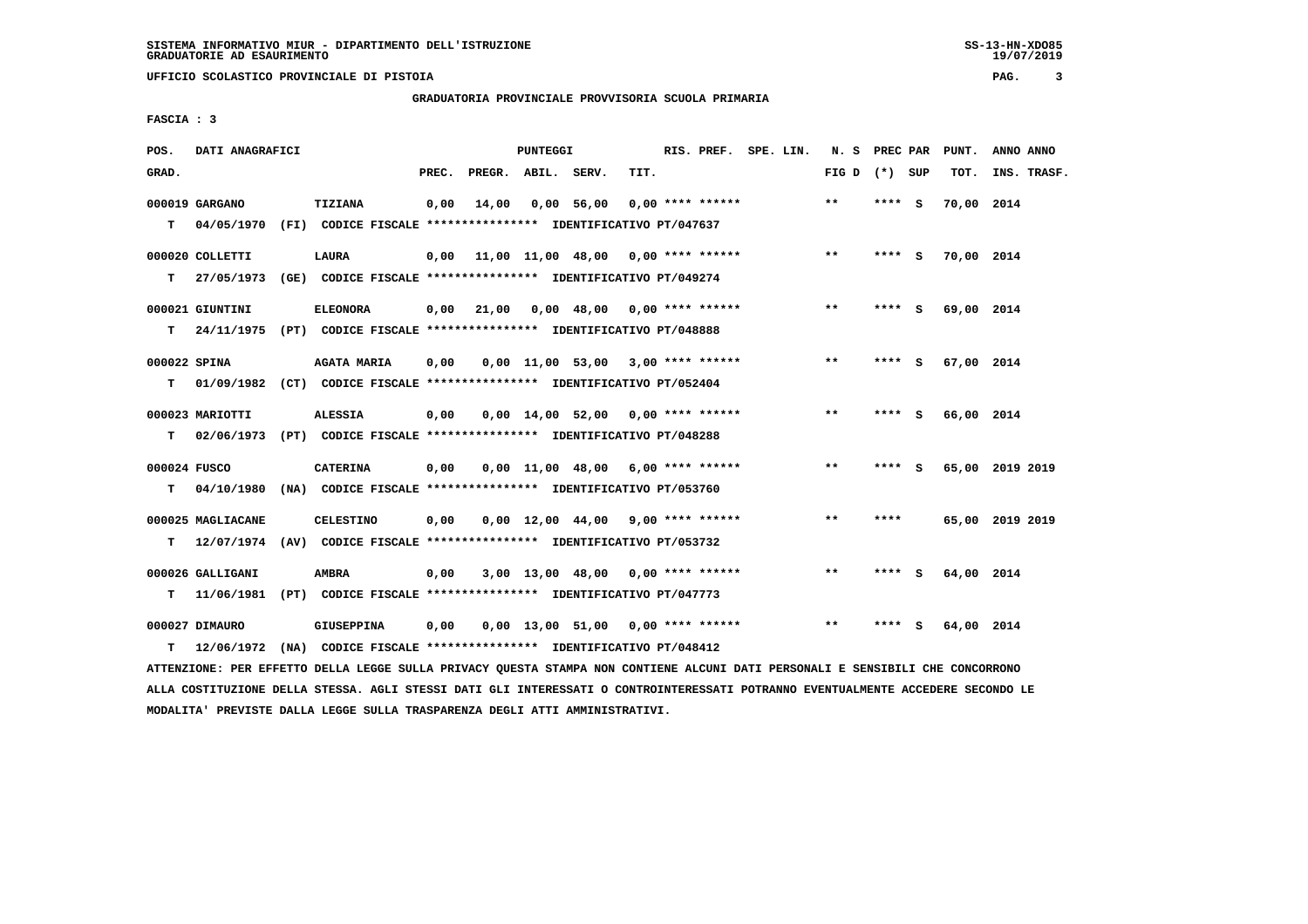SISTEMA INFORMATIVO MIUR - DIPARTIMENTO DELL'ISTRUZIONE
GRADUATORIE AD ESAURIMENTO

UFFICIO SCOLASTICO PROVINCIALE DI PISTOIA

GRADUATORIA PROVINCIALE PROVVISORIA SCUOLA PRIMARIA

FASCIA : 3

| POS. GRAD. | DATI ANAGRAFICI | | PREC. | PREGR. | ABIL. | SERV. | TIT. | RIS. PREF. | SPE. LIN. | N. S FIG D | PREC PAR (*) SUP | PUNT. TOT. | ANNO INS. | ANNO TRASF. |
|---|---|---|---|---|---|---|---|---|---|---|---|---|---|---|
| 000019 | GARGANO | TIZIANA | 0,00 | 14,00 | 0,00 | 56,00 | 0,00 | **** ****** | | ** | **** S | 70,00 | 2014 | |
| T | 04/05/1970 (FI) | CODICE FISCALE **************** IDENTIFICATIVO PT/047637 | | | | | | | | | | | | |
| 000020 | COLLETTI | LAURA | 0,00 | 11,00 | 11,00 | 48,00 | 0,00 | **** ****** | | ** | **** S | 70,00 | 2014 | |
| T | 27/05/1973 (GE) | CODICE FISCALE **************** IDENTIFICATIVO PT/049274 | | | | | | | | | | | | |
| 000021 | GIUNTINI | ELEONORA | 0,00 | 21,00 | 0,00 | 48,00 | 0,00 | **** ****** | | ** | **** S | 69,00 | 2014 | |
| T | 24/11/1975 (PT) | CODICE FISCALE **************** IDENTIFICATIVO PT/048888 | | | | | | | | | | | | |
| 000022 | SPINA | AGATA MARIA | 0,00 | 0,00 | 11,00 | 53,00 | 3,00 | **** ****** | | ** | **** S | 67,00 | 2014 | |
| T | 01/09/1982 (CT) | CODICE FISCALE **************** IDENTIFICATIVO PT/052404 | | | | | | | | | | | | |
| 000023 | MARIOTTI | ALESSIA | 0,00 | 0,00 | 14,00 | 52,00 | 0,00 | **** ****** | | ** | **** S | 66,00 | 2014 | |
| T | 02/06/1973 (PT) | CODICE FISCALE **************** IDENTIFICATIVO PT/048288 | | | | | | | | | | | | |
| 000024 | FUSCO | CATERINA | 0,00 | 0,00 | 11,00 | 48,00 | 6,00 | **** ****** | | ** | **** S | 65,00 | 2019 | 2019 |
| T | 04/10/1980 (NA) | CODICE FISCALE **************** IDENTIFICATIVO PT/053760 | | | | | | | | | | | | |
| 000025 | MAGLIACANE | CELESTINO | 0,00 | 0,00 | 12,00 | 44,00 | 9,00 | **** ****** | | ** | **** | 65,00 | 2019 | 2019 |
| T | 12/07/1974 (AV) | CODICE FISCALE **************** IDENTIFICATIVO PT/053732 | | | | | | | | | | | | |
| 000026 | GALLIGANI | AMBRA | 0,00 | 3,00 | 13,00 | 48,00 | 0,00 | **** ****** | | ** | **** S | 64,00 | 2014 | |
| T | 11/06/1981 (PT) | CODICE FISCALE **************** IDENTIFICATIVO PT/047773 | | | | | | | | | | | | |
| 000027 | DIMAURO | GIUSEPPINA | 0,00 | 0,00 | 13,00 | 51,00 | 0,00 | **** ****** | | ** | **** S | 64,00 | 2014 | |
| T | 12/06/1972 (NA) | CODICE FISCALE **************** IDENTIFICATIVO PT/048412 | | | | | | | | | | | | |

ATTENZIONE: PER EFFETTO DELLA LEGGE SULLA PRIVACY QUESTA STAMPA NON CONTIENE ALCUNI DATI PERSONALI E SENSIBILI CHE CONCORRONO ALLA COSTITUZIONE DELLA STESSA. AGLI STESSI DATI GLI INTERESSATI O CONTROINTERESSATI POTRANNO EVENTUALMENTE ACCEDERE SECONDO LE MODALITA' PREVISTE DALLA LEGGE SULLA TRASPARENZA DEGLI ATTI AMMINISTRATIVI.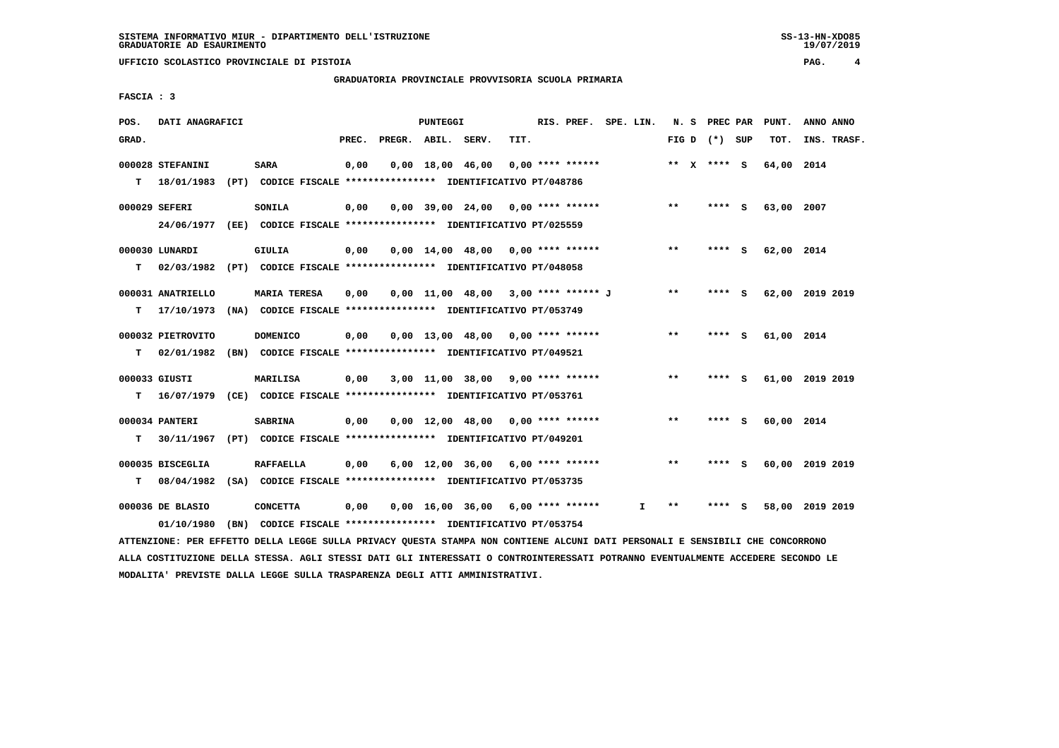SISTEMA INFORMATIVO MIUR - DIPARTIMENTO DELL'ISTRUZIONE
GRADUATORIE AD ESAURIMENTO

UFFICIO SCOLASTICO PROVINCIALE DI PISTOIA

GRADUATORIA PROVINCIALE PROVVISORIA SCUOLA PRIMARIA

FASCIA : 3

| POS. GRAD. | DATI ANAGRAFICI | | PREC. | PREGR. | ABIL. | SERV. | TIT. | RIS. PREF. | SPE. LIN. | N. S FIG D | PREC PAR (*) SUP | PUNT. TOT. | ANNO INS. | ANNO TRASF. |
|---|---|---|---|---|---|---|---|---|---|---|---|---|---|---|
| 000028 | STEFANINI | SARA | 0,00 | 0,00 | 18,00 | 46,00 | 0,00 | **** ****** | | ** X | **** S | 64,00 | 2014 | |
| T | 18/01/1983 (PT) CODICE FISCALE **************** IDENTIFICATIVO PT/048786 | | | | | | | | | | | | | |
| 000029 | SEFERI | SONILA | 0,00 | 0,00 | 39,00 | 24,00 | 0,00 | **** ****** | | ** | **** S | 63,00 | 2007 | |
| | 24/06/1977 (EE) CODICE FISCALE **************** IDENTIFICATIVO PT/025559 | | | | | | | | | | | | | |
| 000030 | LUNARDI | GIULIA | 0,00 | 0,00 | 14,00 | 48,00 | 0,00 | **** ****** | | ** | **** S | 62,00 | 2014 | |
| T | 02/03/1982 (PT) CODICE FISCALE **************** IDENTIFICATIVO PT/048058 | | | | | | | | | | | | | |
| 000031 | ANATRIELLO | MARIA TERESA | 0,00 | 0,00 | 11,00 | 48,00 | 3,00 | **** ****** J | | ** | **** S | 62,00 | 2019 | 2019 |
| T | 17/10/1973 (NA) CODICE FISCALE **************** IDENTIFICATIVO PT/053749 | | | | | | | | | | | | | |
| 000032 | PIETROVITO | DOMENICO | 0,00 | 0,00 | 13,00 | 48,00 | 0,00 | **** ****** | | ** | **** S | 61,00 | 2014 | |
| T | 02/01/1982 (BN) CODICE FISCALE **************** IDENTIFICATIVO PT/049521 | | | | | | | | | | | | | |
| 000033 | GIUSTI | MARILISA | 0,00 | 3,00 | 11,00 | 38,00 | 9,00 | **** ****** | | ** | **** S | 61,00 | 2019 | 2019 |
| T | 16/07/1979 (CE) CODICE FISCALE **************** IDENTIFICATIVO PT/053761 | | | | | | | | | | | | | |
| 000034 | PANTERI | SABRINA | 0,00 | 0,00 | 12,00 | 48,00 | 0,00 | **** ****** | | ** | **** S | 60,00 | 2014 | |
| T | 30/11/1967 (PT) CODICE FISCALE **************** IDENTIFICATIVO PT/049201 | | | | | | | | | | | | | |
| 000035 | BISCEGLIA | RAFFAELLA | 0,00 | 6,00 | 12,00 | 36,00 | 6,00 | **** ****** | | ** | **** S | 60,00 | 2019 | 2019 |
| T | 08/04/1982 (SA) CODICE FISCALE **************** IDENTIFICATIVO PT/053735 | | | | | | | | | | | | | |
| 000036 | DE BLASIO | CONCETTA | 0,00 | 0,00 | 16,00 | 36,00 | 6,00 | **** ****** | I | ** | **** S | 58,00 | 2019 | 2019 |
| | 01/10/1980 (BN) CODICE FISCALE **************** IDENTIFICATIVO PT/053754 | | | | | | | | | | | | | |

ATTENZIONE: PER EFFETTO DELLA LEGGE SULLA PRIVACY QUESTA STAMPA NON CONTIENE ALCUNI DATI PERSONALI E SENSIBILI CHE CONCORRONO ALLA COSTITUZIONE DELLA STESSA. AGLI STESSI DATI GLI INTERESSATI O CONTROINTERESSATI POTRANNO EVENTUALMENTE ACCEDERE SECONDO LE MODALITA' PREVISTE DALLA LEGGE SULLA TRASPARENZA DEGLI ATTI AMMINISTRATIVI.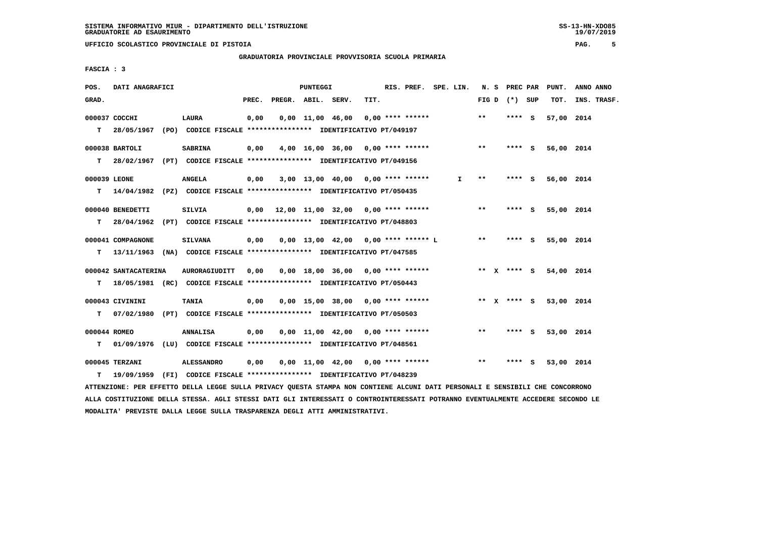SISTEMA INFORMATIVO MIUR - DIPARTIMENTO DELL'ISTRUZIONE
GRADUATORIE AD ESAURIMENTO

UFFICIO SCOLASTICO PROVINCIALE DI PISTOIA

GRADUATORIA PROVINCIALE PROVVISORIA SCUOLA PRIMARIA

FASCIA : 3

| POS. GRAD. | DATI ANAGRAFICI | | PREC. | PREGR. | ABIL. | SERV. | TIT. | RIS. PREF. | SPE. LIN. | N. S FIG D | PREC PAR (*) | SUP | PUNT. TOT. | ANNO ANNO INS. TRASF. |
|---|---|---|---|---|---|---|---|---|---|---|---|---|---|---|
| 000037 | COCCHI | LAURA | 0,00 | 0,00 | 11,00 | 46,00 | 0,00 | **** ****** | | ** | **** | S | 57,00 | 2014 |
| T | 28/05/1967 (PO) CODICE FISCALE **************** IDENTIFICATIVO PT/049197 | | | | | | | | | | | | | |
| 000038 | BARTOLI | SABRINA | 0,00 | 4,00 | 16,00 | 36,00 | 0,00 | **** ****** | | ** | **** | S | 56,00 | 2014 |
| T | 28/02/1967 (PT) CODICE FISCALE **************** IDENTIFICATIVO PT/049156 | | | | | | | | | | | | | |
| 000039 | LEONE | ANGELA | 0,00 | 3,00 | 13,00 | 40,00 | 0,00 | **** ****** | I | ** | **** | S | 56,00 | 2014 |
| T | 14/04/1982 (PZ) CODICE FISCALE **************** IDENTIFICATIVO PT/050435 | | | | | | | | | | | | | |
| 000040 | BENEDETTI | SILVIA | 0,00 | 12,00 | 11,00 | 32,00 | 0,00 | **** ****** | | ** | **** | S | 55,00 | 2014 |
| T | 28/04/1962 (PT) CODICE FISCALE **************** IDENTIFICATIVO PT/048803 | | | | | | | | | | | | | |
| 000041 | COMPAGNONE | SILVANA | 0,00 | 0,00 | 13,00 | 42,00 | 0,00 | **** ****** L | | ** | **** | S | 55,00 | 2014 |
| T | 13/11/1963 (NA) CODICE FISCALE **************** IDENTIFICATIVO PT/047585 | | | | | | | | | | | | | |
| 000042 | SANTACATERINA | AURORAGIUDITT | 0,00 | 0,00 | 18,00 | 36,00 | 0,00 | **** ****** | | ** X | **** | S | 54,00 | 2014 |
| T | 18/05/1981 (RC) CODICE FISCALE **************** IDENTIFICATIVO PT/050443 | | | | | | | | | | | | | |
| 000043 | CIVININI | TANIA | 0,00 | 0,00 | 15,00 | 38,00 | 0,00 | **** ****** | | ** X | **** | S | 53,00 | 2014 |
| T | 07/02/1980 (PT) CODICE FISCALE **************** IDENTIFICATIVO PT/050503 | | | | | | | | | | | | | |
| 000044 | ROMEO | ANNALISA | 0,00 | 0,00 | 11,00 | 42,00 | 0,00 | **** ****** | | ** | **** | S | 53,00 | 2014 |
| T | 01/09/1976 (LU) CODICE FISCALE **************** IDENTIFICATIVO PT/048561 | | | | | | | | | | | | | |
| 000045 | TERZANI | ALESSANDRO | 0,00 | 0,00 | 11,00 | 42,00 | 0,00 | **** ****** | | ** | **** | S | 53,00 | 2014 |
| T | 19/09/1959 (FI) CODICE FISCALE **************** IDENTIFICATIVO PT/048239 | | | | | | | | | | | | | |

ATTENZIONE: PER EFFETTO DELLA LEGGE SULLA PRIVACY QUESTA STAMPA NON CONTIENE ALCUNI DATI PERSONALI E SENSIBILI CHE CONCORRONO ALLA COSTITUZIONE DELLA STESSA. AGLI STESSI DATI GLI INTERESSATI O CONTROINTERESSATI POTRANNO EVENTUALMENTE ACCEDERE SECONDO LE MODALITA' PREVISTE DALLA LEGGE SULLA TRASPARENZA DEGLI ATTI AMMINISTRATIVI.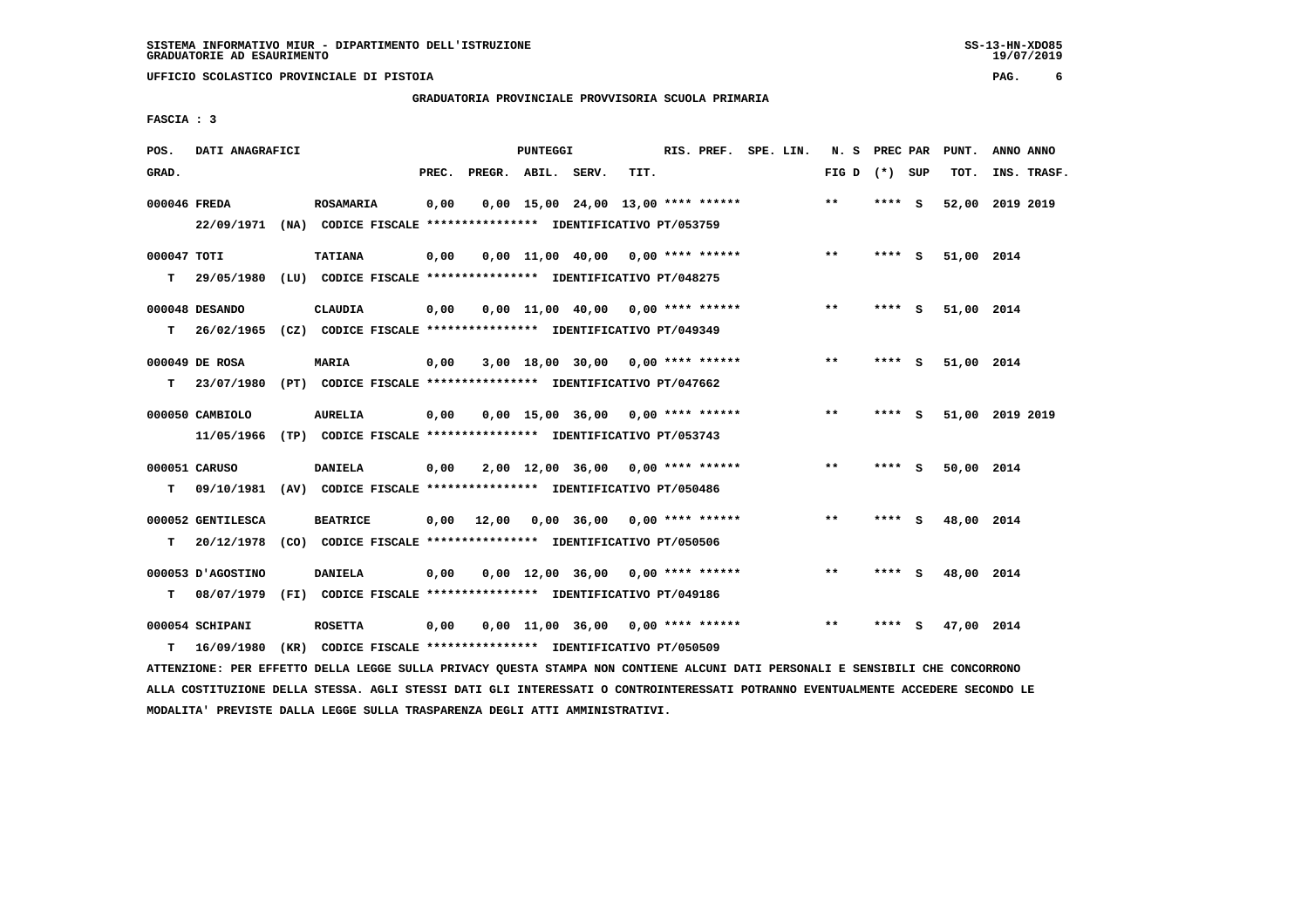SISTEMA INFORMATIVO MIUR - DIPARTIMENTO DELL'ISTRUZIONE
GRADUATORIE AD ESAURIMENTO

UFFICIO SCOLASTICO PROVINCIALE DI PISTOIA

GRADUATORIA PROVINCIALE PROVVISORIA SCUOLA PRIMARIA

FASCIA : 3

| POS. GRAD. | DATI ANAGRAFICI | | PREC. | PREGR. | ABIL. | SERV. | TIT. | RIS. PREF. | SPE. LIN. | N. S FIG D | PREC PAR (*) | SUP | PUNT. TOT. | ANNO INS. | ANNO TRASF. |
|---|---|---|---|---|---|---|---|---|---|---|---|---|---|---|---|
| 000046 | FREDA | ROSAMARIA | 0,00 | 0,00 | 15,00 | 24,00 | 13,00 | **** ****** | | ** | **** | S | 52,00 | 2019 | 2019 |
| | 22/09/1971 (NA) CODICE FISCALE **************** IDENTIFICATIVO PT/053759 | | | | | | | | | | | | | | |
| 000047 | TOTI | TATIANA | 0,00 | 0,00 | 11,00 | 40,00 | 0,00 | **** ****** | | ** | **** | S | 51,00 | 2014 | |
| T | 29/05/1980 (LU) CODICE FISCALE **************** IDENTIFICATIVO PT/048275 | | | | | | | | | | | | | | |
| 000048 | DESANDO | CLAUDIA | 0,00 | 0,00 | 11,00 | 40,00 | 0,00 | **** ****** | | ** | **** | S | 51,00 | 2014 | |
| T | 26/02/1965 (CZ) CODICE FISCALE **************** IDENTIFICATIVO PT/049349 | | | | | | | | | | | | | | |
| 000049 | DE ROSA | MARIA | 0,00 | 3,00 | 18,00 | 30,00 | 0,00 | **** ****** | | ** | **** | S | 51,00 | 2014 | |
| T | 23/07/1980 (PT) CODICE FISCALE **************** IDENTIFICATIVO PT/047662 | | | | | | | | | | | | | | |
| 000050 | CAMBIOLO | AURELIA | 0,00 | 0,00 | 15,00 | 36,00 | 0,00 | **** ****** | | ** | **** | S | 51,00 | 2019 | 2019 |
| | 11/05/1966 (TP) CODICE FISCALE **************** IDENTIFICATIVO PT/053743 | | | | | | | | | | | | | | |
| 000051 | CARUSO | DANIELA | 0,00 | 2,00 | 12,00 | 36,00 | 0,00 | **** ****** | | ** | **** | S | 50,00 | 2014 | |
| T | 09/10/1981 (AV) CODICE FISCALE **************** IDENTIFICATIVO PT/050486 | | | | | | | | | | | | | | |
| 000052 | GENTILESCA | BEATRICE | 0,00 | 12,00 | 0,00 | 36,00 | 0,00 | **** ****** | | ** | **** | S | 48,00 | 2014 | |
| T | 20/12/1978 (CO) CODICE FISCALE **************** IDENTIFICATIVO PT/050506 | | | | | | | | | | | | | | |
| 000053 | D'AGOSTINO | DANIELA | 0,00 | 0,00 | 12,00 | 36,00 | 0,00 | **** ****** | | ** | **** | S | 48,00 | 2014 | |
| T | 08/07/1979 (FI) CODICE FISCALE **************** IDENTIFICATIVO PT/049186 | | | | | | | | | | | | | | |
| 000054 | SCHIPANI | ROSETTA | 0,00 | 0,00 | 11,00 | 36,00 | 0,00 | **** ****** | | ** | **** | S | 47,00 | 2014 | |
| T | 16/09/1980 (KR) CODICE FISCALE **************** IDENTIFICATIVO PT/050509 | | | | | | | | | | | | | | |

ATTENZIONE: PER EFFETTO DELLA LEGGE SULLA PRIVACY QUESTA STAMPA NON CONTIENE ALCUNI DATI PERSONALI E SENSIBILI CHE CONCORRONO ALLA COSTITUZIONE DELLA STESSA. AGLI STESSI DATI GLI INTERESSATI O CONTROINTERESSATI POTRANNO EVENTUALMENTE ACCEDERE SECONDO LE MODALITA' PREVISTE DALLA LEGGE SULLA TRASPARENZA DEGLI ATTI AMMINISTRATIVI.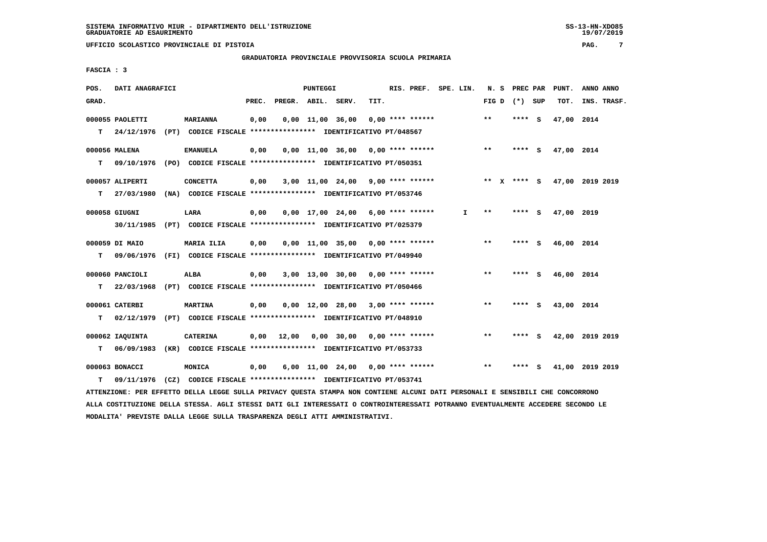SISTEMA INFORMATIVO MIUR - DIPARTIMENTO DELL'ISTRUZIONE
GRADUATORIE AD ESAURIMENTO

UFFICIO SCOLASTICO PROVINCIALE DI PISTOIA

GRADUATORIA PROVINCIALE PROVVISORIA SCUOLA PRIMARIA

FASCIA : 3

| POS. GRAD. | DATI ANAGRAFICI | | PREC. | PREGR. | ABIL. | SERV. | TIT. | RIS. PREF. | SPE. LIN. | N. S FIG D | PREC PAR (*) | SUP | PUNT. TOT. | ANNO INS. | ANNO TRASF. |
|---|---|---|---|---|---|---|---|---|---|---|---|---|---|---|---|
| 000055 | PAOLETTI | MARIANNA | 0,00 | 0,00 | 11,00 | 36,00 | 0,00 | **** ****** | | ** | **** | S | 47,00 | 2014 | |
| T | 24/12/1976 (PT) | CODICE FISCALE **************** IDENTIFICATIVO PT/048567 | | | | | | | | | | | | | |
| 000056 | MALENA | EMANUELA | 0,00 | 0,00 | 11,00 | 36,00 | 0,00 | **** ****** | | ** | **** | S | 47,00 | 2014 | |
| T | 09/10/1976 (PO) | CODICE FISCALE **************** IDENTIFICATIVO PT/050351 | | | | | | | | | | | | | |
| 000057 | ALIPERTI | CONCETTA | 0,00 | 3,00 | 11,00 | 24,00 | 9,00 | **** ****** | | ** X | **** | S | 47,00 | 2019 | 2019 |
| T | 27/03/1980 (NA) | CODICE FISCALE **************** IDENTIFICATIVO PT/053746 | | | | | | | | | | | | | |
| 000058 | GIUGNI | LARA | 0,00 | 0,00 | 17,00 | 24,00 | 6,00 | **** ****** | I | ** | **** | S | 47,00 | 2019 | |
| | 30/11/1985 (PT) | CODICE FISCALE **************** IDENTIFICATIVO PT/025379 | | | | | | | | | | | | | |
| 000059 | DI MAIO | MARIA ILIA | 0,00 | 0,00 | 11,00 | 35,00 | 0,00 | **** ****** | | ** | **** | S | 46,00 | 2014 | |
| T | 09/06/1976 (FI) | CODICE FISCALE **************** IDENTIFICATIVO PT/049940 | | | | | | | | | | | | | |
| 000060 | PANCIOLI | ALBA | 0,00 | 3,00 | 13,00 | 30,00 | 0,00 | **** ****** | | ** | **** | S | 46,00 | 2014 | |
| T | 22/03/1968 (PT) | CODICE FISCALE **************** IDENTIFICATIVO PT/050466 | | | | | | | | | | | | | |
| 000061 | CATERBI | MARTINA | 0,00 | 0,00 | 12,00 | 28,00 | 3,00 | **** ****** | | ** | **** | S | 43,00 | 2014 | |
| T | 02/12/1979 (PT) | CODICE FISCALE **************** IDENTIFICATIVO PT/048910 | | | | | | | | | | | | | |
| 000062 | IAQUINTA | CATERINA | 0,00 | 12,00 | 0,00 | 30,00 | 0,00 | **** ****** | | ** | **** | S | 42,00 | 2019 | 2019 |
| T | 06/09/1983 (KR) | CODICE FISCALE **************** IDENTIFICATIVO PT/053733 | | | | | | | | | | | | | |
| 000063 | BONACCI | MONICA | 0,00 | 6,00 | 11,00 | 24,00 | 0,00 | **** ****** | | ** | **** | S | 41,00 | 2019 | 2019 |
| T | 09/11/1976 (CZ) | CODICE FISCALE **************** IDENTIFICATIVO PT/053741 | | | | | | | | | | | | | |

ATTENZIONE: PER EFFETTO DELLA LEGGE SULLA PRIVACY QUESTA STAMPA NON CONTIENE ALCUNI DATI PERSONALI E SENSIBILI CHE CONCORRONO ALLA COSTITUZIONE DELLA STESSA. AGLI STESSI DATI GLI INTERESSATI O CONTROINTERESSATI POTRANNO EVENTUALMENTE ACCEDERE SECONDO LE MODALITA' PREVISTE DALLA LEGGE SULLA TRASPARENZA DEGLI ATTI AMMINISTRATIVI.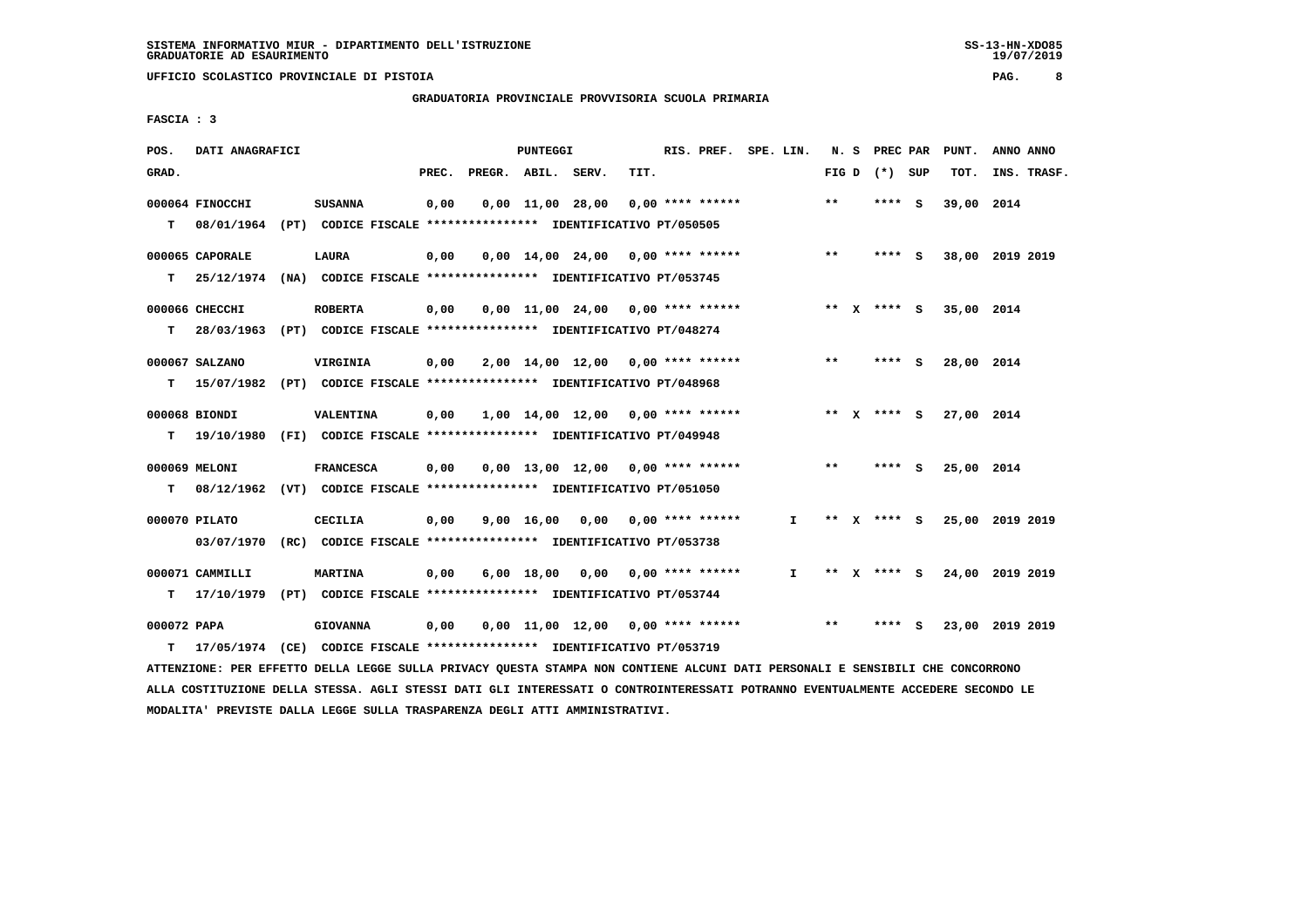SISTEMA INFORMATIVO MIUR - DIPARTIMENTO DELL'ISTRUZIONE
GRADUATORIE AD ESAURIMENTO

UFFICIO SCOLASTICO PROVINCIALE DI PISTOIA

GRADUATORIA PROVINCIALE PROVVISORIA SCUOLA PRIMARIA

FASCIA : 3

| POS. GRAD. | DATI ANAGRAFICI | | PREC. | PREGR. | ABIL. | SERV. | TIT. | RIS. PREF. | SPE. LIN. | N. S FIG D | PREC PAR (*) SUP | PUNT. TOT. | ANNO INS. | ANNO TRASF. |
|---|---|---|---|---|---|---|---|---|---|---|---|---|---|---|
| 000064 | FINOCCHI | SUSANNA | 0,00 | 0,00 | 11,00 | 28,00 | 0,00 | **** ****** | | ** | **** S | 39,00 | 2014 | |
| T | 08/01/1964 (PT) CODICE FISCALE **************** IDENTIFICATIVO PT/050505 | | | | | | | | | | | | | |
| 000065 | CAPORALE | LAURA | 0,00 | 0,00 | 14,00 | 24,00 | 0,00 | **** ****** | | ** | **** S | 38,00 | 2019 | 2019 |
| T | 25/12/1974 (NA) CODICE FISCALE **************** IDENTIFICATIVO PT/053745 | | | | | | | | | | | | | |
| 000066 | CHECCHI | ROBERTA | 0,00 | 0,00 | 11,00 | 24,00 | 0,00 | **** ****** | | ** X | **** S | 35,00 | 2014 | |
| T | 28/03/1963 (PT) CODICE FISCALE **************** IDENTIFICATIVO PT/048274 | | | | | | | | | | | | | |
| 000067 | SALZANO | VIRGINIA | 0,00 | 2,00 | 14,00 | 12,00 | 0,00 | **** ****** | | ** | **** S | 28,00 | 2014 | |
| T | 15/07/1982 (PT) CODICE FISCALE **************** IDENTIFICATIVO PT/048968 | | | | | | | | | | | | | |
| 000068 | BIONDI | VALENTINA | 0,00 | 1,00 | 14,00 | 12,00 | 0,00 | **** ****** | | ** X | **** S | 27,00 | 2014 | |
| T | 19/10/1980 (FI) CODICE FISCALE **************** IDENTIFICATIVO PT/049948 | | | | | | | | | | | | | |
| 000069 | MELONI | FRANCESCA | 0,00 | 0,00 | 13,00 | 12,00 | 0,00 | **** ****** | | ** | **** S | 25,00 | 2014 | |
| T | 08/12/1962 (VT) CODICE FISCALE **************** IDENTIFICATIVO PT/051050 | | | | | | | | | | | | | |
| 000070 | PILATO | CECILIA | 0,00 | 9,00 | 16,00 | 0,00 | 0,00 | **** ****** | I | ** X | **** S | 25,00 | 2019 | 2019 |
| | 03/07/1970 (RC) CODICE FISCALE **************** IDENTIFICATIVO PT/053738 | | | | | | | | | | | | | |
| 000071 | CAMMILLI | MARTINA | 0,00 | 6,00 | 18,00 | 0,00 | 0,00 | **** ****** | I | ** X | **** S | 24,00 | 2019 | 2019 |
| T | 17/10/1979 (PT) CODICE FISCALE **************** IDENTIFICATIVO PT/053744 | | | | | | | | | | | | | |
| 000072 | PAPA | GIOVANNA | 0,00 | 0,00 | 11,00 | 12,00 | 0,00 | **** ****** | | ** | **** S | 23,00 | 2019 | 2019 |
| T | 17/05/1974 (CE) CODICE FISCALE **************** IDENTIFICATIVO PT/053719 | | | | | | | | | | | | | |

ATTENZIONE: PER EFFETTO DELLA LEGGE SULLA PRIVACY QUESTA STAMPA NON CONTIENE ALCUNI DATI PERSONALI E SENSIBILI CHE CONCORRONO ALLA COSTITUZIONE DELLA STESSA. AGLI STESSI DATI GLI INTERESSATI O CONTROINTERESSATI POTRANNO EVENTUALMENTE ACCEDERE SECONDO LE MODALITA' PREVISTE DALLA LEGGE SULLA TRASPARENZA DEGLI ATTI AMMINISTRATIVI.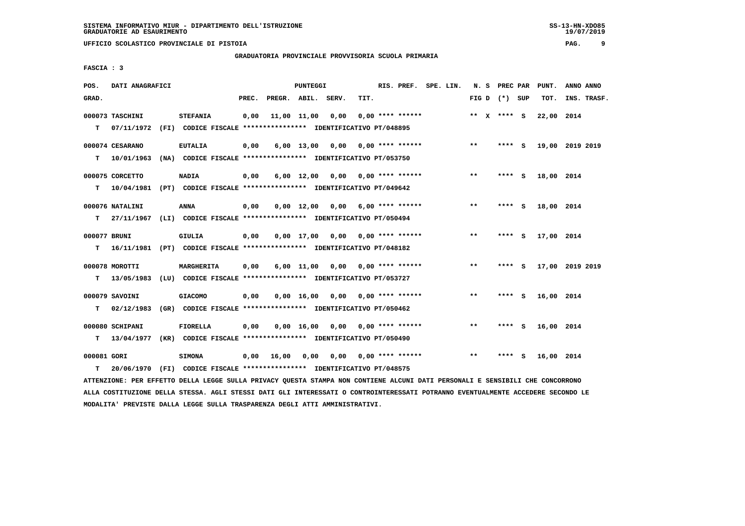SISTEMA INFORMATIVO MIUR - DIPARTIMENTO DELL'ISTRUZIONE
GRADUATORIE AD ESAURIMENTO

UFFICIO SCOLASTICO PROVINCIALE DI PISTOIA

GRADUATORIA PROVINCIALE PROVVISORIA SCUOLA PRIMARIA

FASCIA : 3

| POS. GRAD. | DATI ANAGRAFICI | | PREC. | PREGR. | ABIL. | SERV. | TIT. | RIS. PREF. | SPE. LIN. | N. S FIG D | PREC (*) | PAR SUP | PUNT. TOT. | ANNO INS. | ANNO TRASF. |
|---|---|---|---|---|---|---|---|---|---|---|---|---|---|---|---|
| 000073 | TASCHINI | STEFANIA | 0,00 | 11,00 | 11,00 | 0,00 | 0,00 | **** ****** | | ** X | **** | S | 22,00 | 2014 | |
| T | 07/11/1972 (FI) | CODICE FISCALE **************** IDENTIFICATIVO PT/048895 | | | | | | | | | | | | | |
| 000074 | CESARANO | EUTALIA | 0,00 | 6,00 | 13,00 | 0,00 | 0,00 | **** ****** | | ** | **** | S | 19,00 | 2019 | 2019 |
| T | 10/01/1963 (NA) | CODICE FISCALE **************** IDENTIFICATIVO PT/053750 | | | | | | | | | | | | | |
| 000075 | CORCETTO | NADIA | 0,00 | 6,00 | 12,00 | 0,00 | 0,00 | **** ****** | | ** | **** | S | 18,00 | 2014 | |
| T | 10/04/1981 (PT) | CODICE FISCALE **************** IDENTIFICATIVO PT/049642 | | | | | | | | | | | | | |
| 000076 | NATALINI | ANNA | 0,00 | 0,00 | 12,00 | 0,00 | 6,00 | **** ****** | | ** | **** | S | 18,00 | 2014 | |
| T | 27/11/1967 (LI) | CODICE FISCALE **************** IDENTIFICATIVO PT/050494 | | | | | | | | | | | | | |
| 000077 | BRUNI | GIULIA | 0,00 | 0,00 | 17,00 | 0,00 | 0,00 | **** ****** | | ** | **** | S | 17,00 | 2014 | |
| T | 16/11/1981 (PT) | CODICE FISCALE **************** IDENTIFICATIVO PT/048182 | | | | | | | | | | | | | |
| 000078 | MOROTTI | MARGHERITA | 0,00 | 6,00 | 11,00 | 0,00 | 0,00 | **** ****** | | ** | **** | S | 17,00 | 2019 | 2019 |
| T | 13/05/1983 (LU) | CODICE FISCALE **************** IDENTIFICATIVO PT/053727 | | | | | | | | | | | | | |
| 000079 | SAVOINI | GIACOMO | 0,00 | 0,00 | 16,00 | 0,00 | 0,00 | **** ****** | | ** | **** | S | 16,00 | 2014 | |
| T | 02/12/1983 (GR) | CODICE FISCALE **************** IDENTIFICATIVO PT/050462 | | | | | | | | | | | | | |
| 000080 | SCHIPANI | FIORELLA | 0,00 | 0,00 | 16,00 | 0,00 | 0,00 | **** ****** | | ** | **** | S | 16,00 | 2014 | |
| T | 13/04/1977 (KR) | CODICE FISCALE **************** IDENTIFICATIVO PT/050490 | | | | | | | | | | | | | |
| 000081 | GORI | SIMONA | 0,00 | 16,00 | 0,00 | 0,00 | 0,00 | **** ****** | | ** | **** | S | 16,00 | 2014 | |
| T | 20/06/1970 (FI) | CODICE FISCALE **************** IDENTIFICATIVO PT/048575 | | | | | | | | | | | | | |

ATTENZIONE: PER EFFETTO DELLA LEGGE SULLA PRIVACY QUESTA STAMPA NON CONTIENE ALCUNI DATI PERSONALI E SENSIBILI CHE CONCORRONO ALLA COSTITUZIONE DELLA STESSA. AGLI STESSI DATI GLI INTERESSATI O CONTROINTERESSATI POTRANNO EVENTUALMENTE ACCEDERE SECONDO LE MODALITA' PREVISTE DALLA LEGGE SULLA TRASPARENZA DEGLI ATTI AMMINISTRATIVI.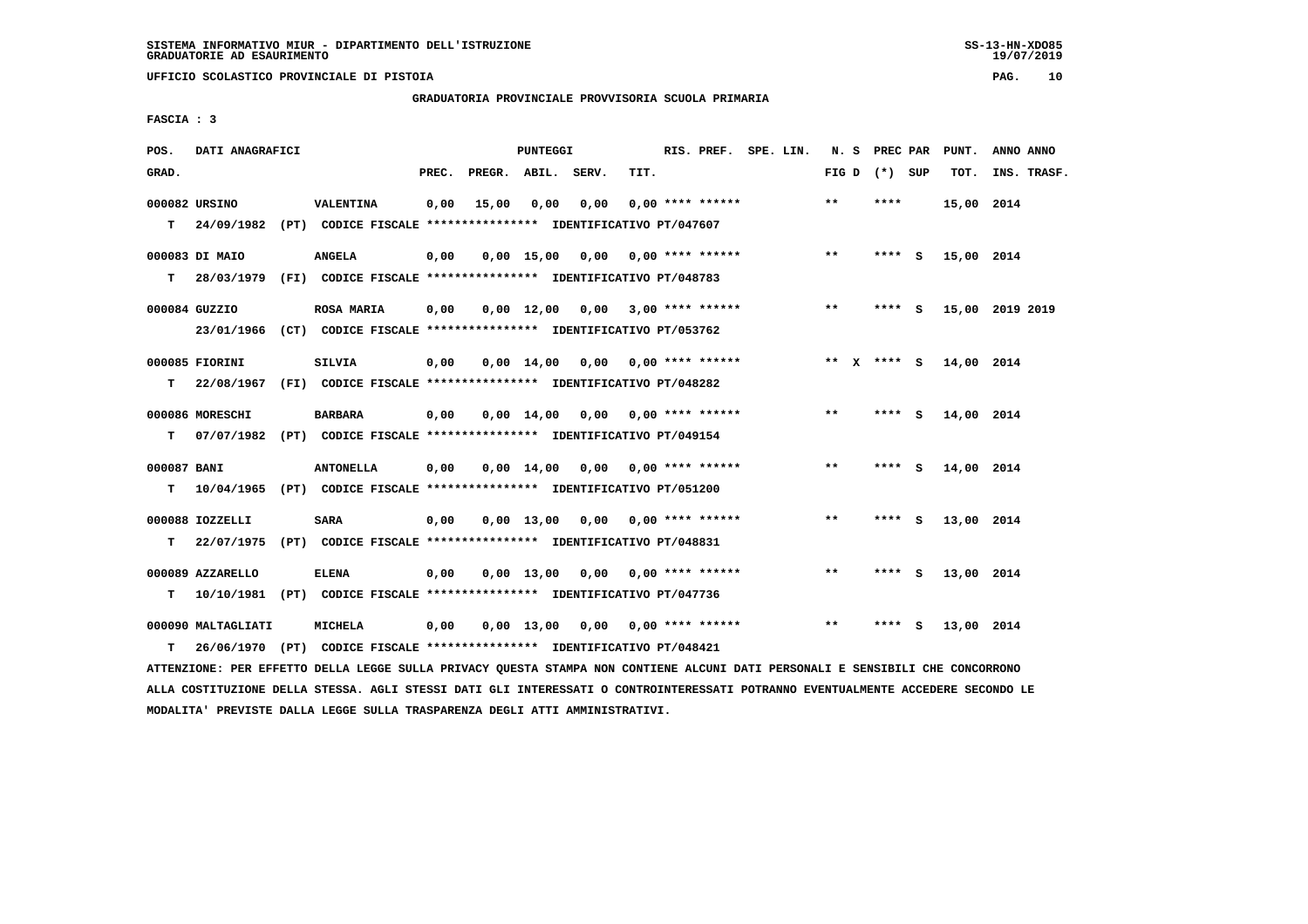SISTEMA INFORMATIVO MIUR - DIPARTIMENTO DELL'ISTRUZIONE
GRADUATORIE AD ESAURIMENTO

UFFICIO SCOLASTICO PROVINCIALE DI PISTOIA

GRADUATORIA PROVINCIALE PROVVISORIA SCUOLA PRIMARIA

FASCIA : 3

| POS. GRAD. | DATI ANAGRAFICI | | PREC. | PREGR. | ABIL. | SERV. | TIT. | RIS. PREF. | SPE. LIN. | N. S FIG D | PREC PAR (*) SUP | PUNT. TOT. | ANNO ANNO INS. TRASF. |
|---|---|---|---|---|---|---|---|---|---|---|---|---|---|
| 000082 | URSINO | VALENTINA | 0,00 | 15,00 | 0,00 | 0,00 | 0,00 | **** ****** | | ** | **** | 15,00 | 2014 |
| T | 24/09/1982 (PT) | CODICE FISCALE **************** IDENTIFICATIVO PT/047607 | | | | | | | | | | | |
| 000083 | DI MAIO | ANGELA | 0,00 | 0,00 | 15,00 | 0,00 | 0,00 | **** ****** | | ** | **** S | 15,00 | 2014 |
| T | 28/03/1979 (FI) | CODICE FISCALE **************** IDENTIFICATIVO PT/048783 | | | | | | | | | | | |
| 000084 | GUZZIO | ROSA MARIA | 0,00 | 0,00 | 12,00 | 0,00 | 3,00 | **** ****** | | ** | **** S | 15,00 | 2019 2019 |
| | 23/01/1966 (CT) | CODICE FISCALE **************** IDENTIFICATIVO PT/053762 | | | | | | | | | | | |
| 000085 | FIORINI | SILVIA | 0,00 | 0,00 | 14,00 | 0,00 | 0,00 | **** ****** | | ** X | **** S | 14,00 | 2014 |
| T | 22/08/1967 (FI) | CODICE FISCALE **************** IDENTIFICATIVO PT/048282 | | | | | | | | | | | |
| 000086 | MORESCHI | BARBARA | 0,00 | 0,00 | 14,00 | 0,00 | 0,00 | **** ****** | | ** | **** S | 14,00 | 2014 |
| T | 07/07/1982 (PT) | CODICE FISCALE **************** IDENTIFICATIVO PT/049154 | | | | | | | | | | | |
| 000087 | BANI | ANTONELLA | 0,00 | 0,00 | 14,00 | 0,00 | 0,00 | **** ****** | | ** | **** S | 14,00 | 2014 |
| T | 10/04/1965 (PT) | CODICE FISCALE **************** IDENTIFICATIVO PT/051200 | | | | | | | | | | | |
| 000088 | IOZZELLI | SARA | 0,00 | 0,00 | 13,00 | 0,00 | 0,00 | **** ****** | | ** | **** S | 13,00 | 2014 |
| T | 22/07/1975 (PT) | CODICE FISCALE **************** IDENTIFICATIVO PT/048831 | | | | | | | | | | | |
| 000089 | AZZARELLO | ELENA | 0,00 | 0,00 | 13,00 | 0,00 | 0,00 | **** ****** | | ** | **** S | 13,00 | 2014 |
| T | 10/10/1981 (PT) | CODICE FISCALE **************** IDENTIFICATIVO PT/047736 | | | | | | | | | | | |
| 000090 | MALTAGLIATI | MICHELA | 0,00 | 0,00 | 13,00 | 0,00 | 0,00 | **** ****** | | ** | **** S | 13,00 | 2014 |
| T | 26/06/1970 (PT) | CODICE FISCALE **************** IDENTIFICATIVO PT/048421 | | | | | | | | | | | |

ATTENZIONE: PER EFFETTO DELLA LEGGE SULLA PRIVACY QUESTA STAMPA NON CONTIENE ALCUNI DATI PERSONALI E SENSIBILI CHE CONCORRONO ALLA COSTITUZIONE DELLA STESSA. AGLI STESSI DATI GLI INTERESSATI O CONTROINTERESSATI POTRANNO EVENTUALMENTE ACCEDERE SECONDO LE MODALITA' PREVISTE DALLA LEGGE SULLA TRASPARENZA DEGLI ATTI AMMINISTRATIVI.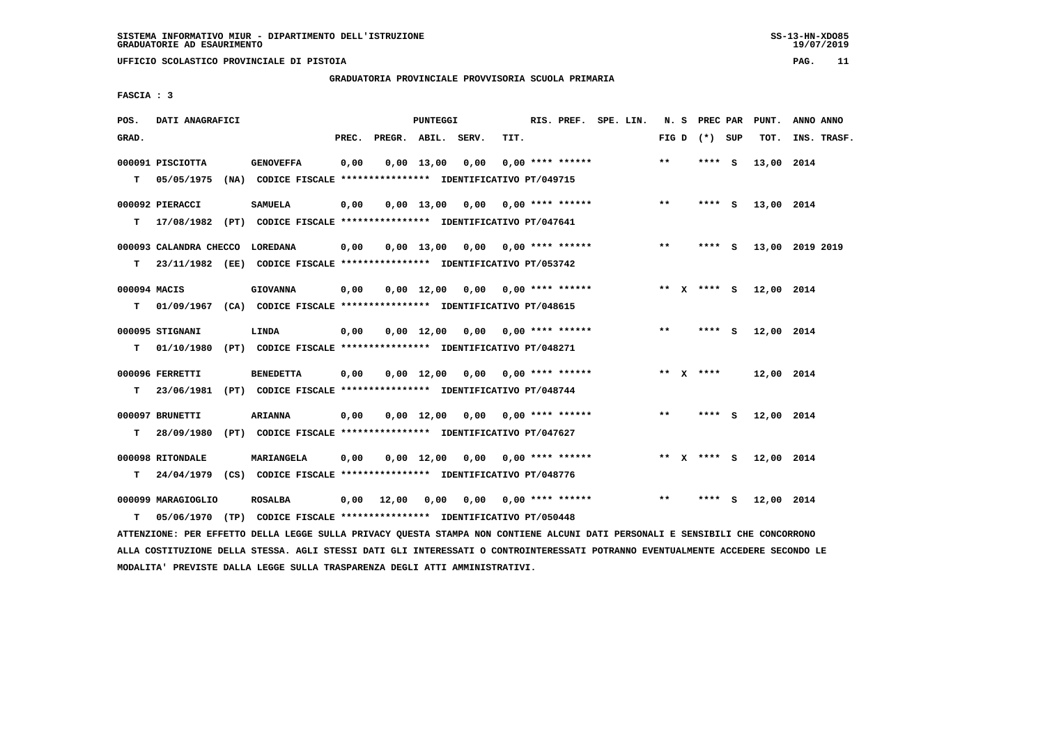SISTEMA INFORMATIVO MIUR - DIPARTIMENTO DELL'ISTRUZIONE
GRADUATORIE AD ESAURIMENTO

UFFICIO SCOLASTICO PROVINCIALE DI PISTOIA

GRADUATORIA PROVINCIALE PROVVISORIA SCUOLA PRIMARIA

FASCIA : 3

| POS. GRAD. | DATI ANAGRAFICI | | PREC. | PREGR. | ABIL. | SERV. | TIT. | RIS. PREF. | SPE. LIN. | N. S FIG D | PREC PAR (*) SUP | PUNT. TOT. | ANNO ANNO INS. TRASF. |
|---|---|---|---|---|---|---|---|---|---|---|---|---|---|
| 000091 | PISCIOTTA | GENOVEFFA | 0,00 | 0,00 | 13,00 | 0,00 | 0,00 | **** ****** | | ** | **** S | 13,00 | 2014 |
| T | 05/05/1975 (NA) CODICE FISCALE **************** IDENTIFICATIVO PT/049715 | | | | | | | | | | | | |
| 000092 | PIERACCI | SAMUELA | 0,00 | 0,00 | 13,00 | 0,00 | 0,00 | **** ****** | | ** | **** S | 13,00 | 2014 |
| T | 17/08/1982 (PT) CODICE FISCALE **************** IDENTIFICATIVO PT/047641 | | | | | | | | | | | | |
| 000093 | CALANDRA CHECCO | LOREDANA | 0,00 | 0,00 | 13,00 | 0,00 | 0,00 | **** ****** | | ** | **** S | 13,00 | 2019 2019 |
| T | 23/11/1982 (EE) CODICE FISCALE **************** IDENTIFICATIVO PT/053742 | | | | | | | | | | | | |
| 000094 | MACIS | GIOVANNA | 0,00 | 0,00 | 12,00 | 0,00 | 0,00 | **** ****** | | ** X | **** S | 12,00 | 2014 |
| T | 01/09/1967 (CA) CODICE FISCALE **************** IDENTIFICATIVO PT/048615 | | | | | | | | | | | | |
| 000095 | STIGNANI | LINDA | 0,00 | 0,00 | 12,00 | 0,00 | 0,00 | **** ****** | | ** | **** S | 12,00 | 2014 |
| T | 01/10/1980 (PT) CODICE FISCALE **************** IDENTIFICATIVO PT/048271 | | | | | | | | | | | | |
| 000096 | FERRETTI | BENEDETTA | 0,00 | 0,00 | 12,00 | 0,00 | 0,00 | **** ****** | | ** X | **** | 12,00 | 2014 |
| T | 23/06/1981 (PT) CODICE FISCALE **************** IDENTIFICATIVO PT/048744 | | | | | | | | | | | | |
| 000097 | BRUNETTI | ARIANNA | 0,00 | 0,00 | 12,00 | 0,00 | 0,00 | **** ****** | | ** | **** S | 12,00 | 2014 |
| T | 28/09/1980 (PT) CODICE FISCALE **************** IDENTIFICATIVO PT/047627 | | | | | | | | | | | | |
| 000098 | RITONDALE | MARIANGELA | 0,00 | 0,00 | 12,00 | 0,00 | 0,00 | **** ****** | | ** X | **** S | 12,00 | 2014 |
| T | 24/04/1979 (CS) CODICE FISCALE **************** IDENTIFICATIVO PT/048776 | | | | | | | | | | | | |
| 000099 | MARAGIOGLIO | ROSALBA | 0,00 | 12,00 | 0,00 | 0,00 | 0,00 | **** ****** | | ** | **** S | 12,00 | 2014 |
| T | 05/06/1970 (TP) CODICE FISCALE **************** IDENTIFICATIVO PT/050448 | | | | | | | | | | | | |

ATTENZIONE: PER EFFETTO DELLA LEGGE SULLA PRIVACY QUESTA STAMPA NON CONTIENE ALCUNI DATI PERSONALI E SENSIBILI CHE CONCORRONO ALLA COSTITUZIONE DELLA STESSA. AGLI STESSI DATI GLI INTERESSATI O CONTROINTERESSATI POTRANNO EVENTUALMENTE ACCEDERE SECONDO LE MODALITA' PREVISTE DALLA LEGGE SULLA TRASPARENZA DEGLI ATTI AMMINISTRATIVI.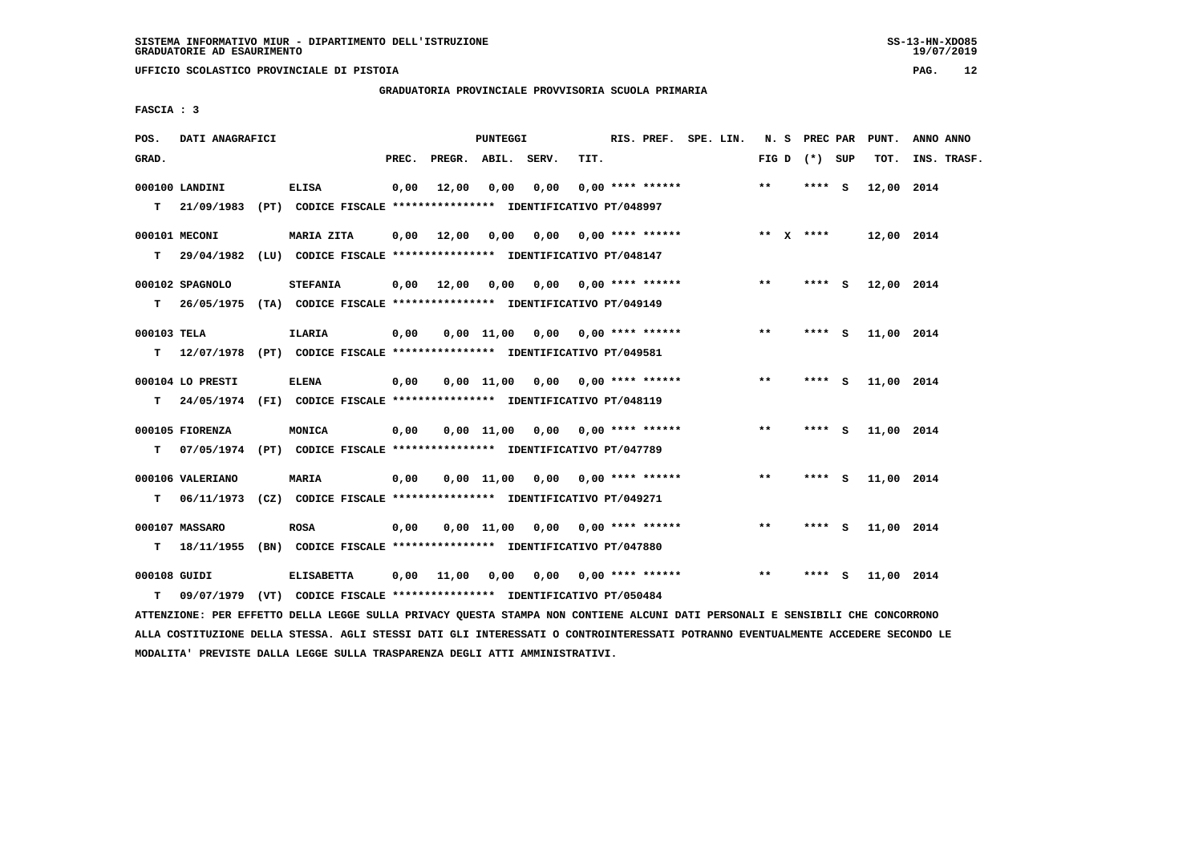SISTEMA INFORMATIVO MIUR - DIPARTIMENTO DELL'ISTRUZIONE
GRADUATORIE AD ESAURIMENTO

UFFICIO SCOLASTICO PROVINCIALE DI PISTOIA

GRADUATORIA PROVINCIALE PROVVISORIA SCUOLA PRIMARIA

FASCIA : 3

| POS. GRAD. | DATI ANAGRAFICI | | PREC. | PREGR. | ABIL. | SERV. | TIT. | RIS. PREF. | SPE. LIN. | N. S FIG D | PREC PAR (*) | SUP | PUNT. TOT. | ANNO INS. | ANNO TRASF. |
|---|---|---|---|---|---|---|---|---|---|---|---|---|---|---|---|
| 000100 | LANDINI | ELISA | 0,00 | 12,00 | 0,00 | 0,00 | 0,00 | **** ****** | | ** | **** | S | 12,00 | 2014 | |
| T | 21/09/1983 (PT) | CODICE FISCALE **************** IDENTIFICATIVO PT/048997 | | | | | | | | | | | | | |
| 000101 | MECONI | MARIA ZITA | 0,00 | 12,00 | 0,00 | 0,00 | 0,00 | **** ****** | | ** X | **** | | 12,00 | 2014 | |
| T | 29/04/1982 (LU) | CODICE FISCALE **************** IDENTIFICATIVO PT/048147 | | | | | | | | | | | | | |
| 000102 | SPAGNOLO | STEFANIA | 0,00 | 12,00 | 0,00 | 0,00 | 0,00 | **** ****** | | ** | **** | S | 12,00 | 2014 | |
| T | 26/05/1975 (TA) | CODICE FISCALE **************** IDENTIFICATIVO PT/049149 | | | | | | | | | | | | | |
| 000103 | TELA | ILARIA | 0,00 | 0,00 | 11,00 | 0,00 | 0,00 | **** ****** | | ** | **** | S | 11,00 | 2014 | |
| T | 12/07/1978 (PT) | CODICE FISCALE **************** IDENTIFICATIVO PT/049581 | | | | | | | | | | | | | |
| 000104 | LO PRESTI | ELENA | 0,00 | 0,00 | 11,00 | 0,00 | 0,00 | **** ****** | | ** | **** | S | 11,00 | 2014 | |
| T | 24/05/1974 (FI) | CODICE FISCALE **************** IDENTIFICATIVO PT/048119 | | | | | | | | | | | | | |
| 000105 | FIORENZA | MONICA | 0,00 | 0,00 | 11,00 | 0,00 | 0,00 | **** ****** | | ** | **** | S | 11,00 | 2014 | |
| T | 07/05/1974 (PT) | CODICE FISCALE **************** IDENTIFICATIVO PT/047789 | | | | | | | | | | | | | |
| 000106 | VALERIANO | MARIA | 0,00 | 0,00 | 11,00 | 0,00 | 0,00 | **** ****** | | ** | **** | S | 11,00 | 2014 | |
| T | 06/11/1973 (CZ) | CODICE FISCALE **************** IDENTIFICATIVO PT/049271 | | | | | | | | | | | | | |
| 000107 | MASSARO | ROSA | 0,00 | 0,00 | 11,00 | 0,00 | 0,00 | **** ****** | | ** | **** | S | 11,00 | 2014 | |
| T | 18/11/1955 (BN) | CODICE FISCALE **************** IDENTIFICATIVO PT/047880 | | | | | | | | | | | | | |
| 000108 | GUIDI | ELISABETTA | 0,00 | 11,00 | 0,00 | 0,00 | 0,00 | **** ****** | | ** | **** | S | 11,00 | 2014 | |
| T | 09/07/1979 (VT) | CODICE FISCALE **************** IDENTIFICATIVO PT/050484 | | | | | | | | | | | | | |

ATTENZIONE: PER EFFETTO DELLA LEGGE SULLA PRIVACY QUESTA STAMPA NON CONTIENE ALCUNI DATI PERSONALI E SENSIBILI CHE CONCORRONO ALLA COSTITUZIONE DELLA STESSA. AGLI STESSI DATI GLI INTERESSATI O CONTROINTERESSATI POTRANNO EVENTUALMENTE ACCEDERE SECONDO LE MODALITA' PREVISTE DALLA LEGGE SULLA TRASPARENZA DEGLI ATTI AMMINISTRATIVI.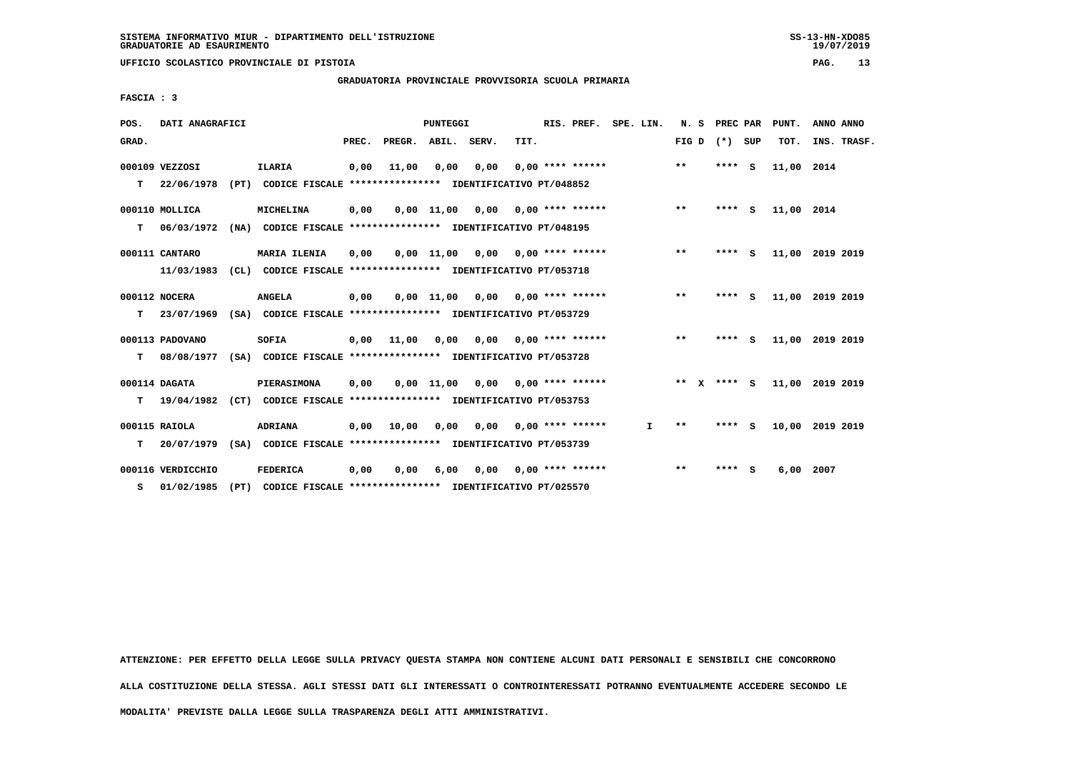SISTEMA INFORMATIVO MIUR - DIPARTIMENTO DELL'ISTRUZIONE
GRADUATORIE AD ESAURIMENTO

UFFICIO SCOLASTICO PROVINCIALE DI PISTOIA

GRADUATORIA PROVINCIALE PROVVISORIA SCUOLA PRIMARIA

FASCIA : 3

| POS. GRAD. | DATI ANAGRAFICI | | PREC. | PREGR. | ABIL. | SERV. | TIT. | RIS. PREF. | SPE. LIN. | N. S FIG D | PREC PAR (*) SUP | PUNT. TOT. | ANNO ANNO INS. TRASF. |
|---|---|---|---|---|---|---|---|---|---|---|---|---|---|
| 000109 | VEZZOSI | ILARIA | 0,00 | 11,00 | 0,00 | 0,00 | 0,00 | **** ****** | | ** | **** S | 11,00 | 2014 |
| T | 22/06/1978 (PT) | CODICE FISCALE **************** IDENTIFICATIVO PT/048852 | | | | | | | | | | | |
| 000110 | MOLLICA | MICHELINA | 0,00 | 0,00 | 11,00 | 0,00 | 0,00 | **** ****** | | ** | **** S | 11,00 | 2014 |
| T | 06/03/1972 (NA) | CODICE FISCALE **************** IDENTIFICATIVO PT/048195 | | | | | | | | | | | |
| 000111 | CANTARO | MARIA ILENIA | 0,00 | 0,00 | 11,00 | 0,00 | 0,00 | **** ****** | | ** | **** S | 11,00 | 2019 2019 |
| | 11/03/1983 (CL) | CODICE FISCALE **************** IDENTIFICATIVO PT/053718 | | | | | | | | | | | |
| 000112 | NOCERA | ANGELA | 0,00 | 0,00 | 11,00 | 0,00 | 0,00 | **** ****** | | ** | **** S | 11,00 | 2019 2019 |
| T | 23/07/1969 (SA) | CODICE FISCALE **************** IDENTIFICATIVO PT/053729 | | | | | | | | | | | |
| 000113 | PADOVANO | SOFIA | 0,00 | 11,00 | 0,00 | 0,00 | 0,00 | **** ****** | | ** | **** S | 11,00 | 2019 2019 |
| T | 08/08/1977 (SA) | CODICE FISCALE **************** IDENTIFICATIVO PT/053728 | | | | | | | | | | | |
| 000114 | DAGATA | PIERASIMONA | 0,00 | 0,00 | 11,00 | 0,00 | 0,00 | **** ****** | | ** X | **** S | 11,00 | 2019 2019 |
| T | 19/04/1982 (CT) | CODICE FISCALE **************** IDENTIFICATIVO PT/053753 | | | | | | | | | | | |
| 000115 | RAIOLA | ADRIANA | 0,00 | 10,00 | 0,00 | 0,00 | 0,00 | **** ****** | I | ** | **** S | 10,00 | 2019 2019 |
| T | 20/07/1979 (SA) | CODICE FISCALE **************** IDENTIFICATIVO PT/053739 | | | | | | | | | | | |
| 000116 | VERDICCHIO | FEDERICA | 0,00 | 0,00 | 6,00 | 0,00 | 0,00 | **** ****** | | ** | **** S | 6,00 | 2007 |
| S | 01/02/1985 (PT) | CODICE FISCALE **************** IDENTIFICATIVO PT/025570 | | | | | | | | | | | |

ATTENZIONE: PER EFFETTO DELLA LEGGE SULLA PRIVACY QUESTA STAMPA NON CONTIENE ALCUNI DATI PERSONALI E SENSIBILI CHE CONCORRONO ALLA COSTITUZIONE DELLA STESSA. AGLI STESSI DATI GLI INTERESSATI O CONTROINTERESSATI POTRANNO EVENTUALMENTE ACCEDERE SECONDO LE MODALITA' PREVISTE DALLA LEGGE SULLA TRASPARENZA DEGLI ATTI AMMINISTRATIVI.